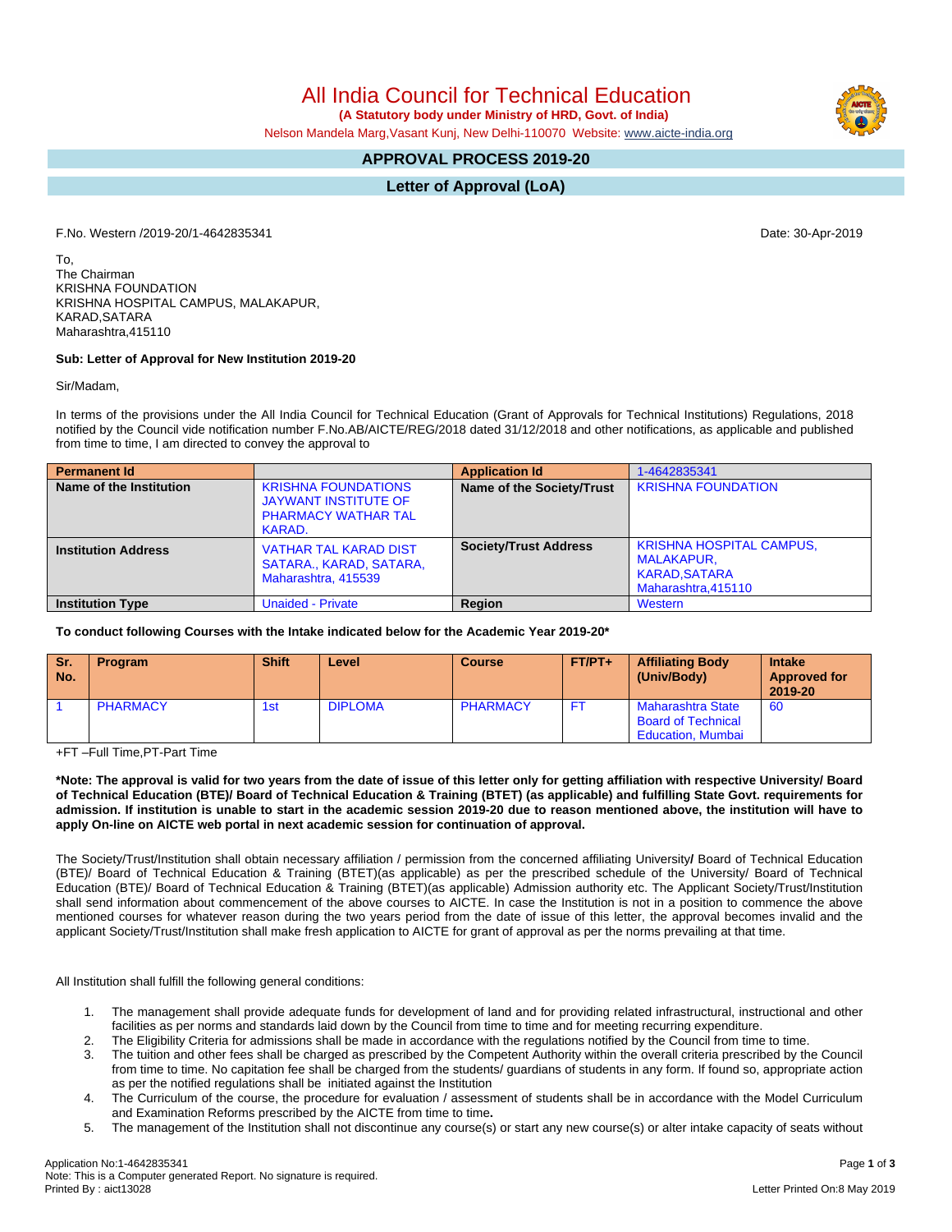# All India Council for Technical Education

**(A Statutory body under Ministry of HRD, Govt. of India)**

Nelson Mandela Marg,Vasant Kunj, New Delhi-110070 Website: www.aicte-india.org

## APPROVAL PROCESS 2019-20

## Letter of Approval (LoA)

F.No. Western /2019-20/1-4642835341

Date: 30-Apr-2019

To,
The Chairman
KRISHNA FOUNDATION
KRISHNA HOSPITAL CAMPUS, MALAKAPUR,
KARAD,SATARA
Maharashtra,415110

**Sub: Letter of Approval for New Institution 2019-20**

Sir/Madam,

In terms of the provisions under the All India Council for Technical Education (Grant of Approvals for Technical Institutions) Regulations, 2018 notified by the Council vide notification number F.No.AB/AICTE/REG/2018 dated 31/12/2018 and other notifications, as applicable and published from time to time, I am directed to convey the approval to

| **Permanent Id** | | **Application Id** | 1-4642835341 |
|---|---|---|---|
| **Name of the Institution** | KRISHNA FOUNDATIONS JAYWANT INSTITUTE OF PHARMACY WATHAR TAL KARAD. | **Name of the Society/Trust** | KRISHNA FOUNDATION |
| **Institution Address** | VATHAR TAL KARAD DIST SATARA., KARAD, SATARA, Maharashtra, 415539 | **Society/Trust Address** | KRISHNA HOSPITAL CAMPUS, MALAKAPUR, KARAD,SATARA Maharashtra,415110 |
| **Institution Type** | Unaided - Private | **Region** | Western |

**To conduct following Courses with the Intake indicated below for the Academic Year 2019-20\***

| Sr. No. | Program | Shift | Level | Course | FT/PT+ | Affiliating Body (Univ/Body) | Intake Approved for 2019-20 |
|---|---|---|---|---|---|---|---|
| 1 | PHARMACY | 1st | DIPLOMA | PHARMACY | FT | Maharashtra State Board of Technical Education, Mumbai | 60 |

+FT –Full Time,PT-Part Time

**\*Note: The approval is valid for two years from the date of issue of this letter only for getting affiliation with respective University/ Board of Technical Education (BTE)/ Board of Technical Education & Training (BTET) (as applicable) and fulfilling State Govt. requirements for admission. If institution is unable to start in the academic session 2019-20 due to reason mentioned above, the institution will have to apply On-line on AICTE web portal in next academic session for continuation of approval.**

The Society/Trust/Institution shall obtain necessary affiliation / permission from the concerned affiliating University**/** Board of Technical Education (BTE)/ Board of Technical Education & Training (BTET)(as applicable) as per the prescribed schedule of the University/ Board of Technical Education (BTE)/ Board of Technical Education & Training (BTET)(as applicable) Admission authority etc. The Applicant Society/Trust/Institution shall send information about commencement of the above courses to AICTE. In case the Institution is not in a position to commence the above mentioned courses for whatever reason during the two years period from the date of issue of this letter, the approval becomes invalid and the applicant Society/Trust/Institution shall make fresh application to AICTE for grant of approval as per the norms prevailing at that time.

All Institution shall fulfill the following general conditions:

1. The management shall provide adequate funds for development of land and for providing related infrastructural, instructional and other facilities as per norms and standards laid down by the Council from time to time and for meeting recurring expenditure.
2. The Eligibility Criteria for admissions shall be made in accordance with the regulations notified by the Council from time to time.
3. The tuition and other fees shall be charged as prescribed by the Competent Authority within the overall criteria prescribed by the Council from time to time. No capitation fee shall be charged from the students/ guardians of students in any form. If found so, appropriate action as per the notified regulations shall be initiated against the Institution
4. The Curriculum of the course, the procedure for evaluation / assessment of students shall be in accordance with the Model Curriculum and Examination Reforms prescribed by the AICTE from time to time**.**
5. The management of the Institution shall not discontinue any course(s) or start any new course(s) or alter intake capacity of seats without

Application No:1-4642835341
Note: This is a Computer generated Report. No signature is required.
Printed By : aict13028

Letter Printed On:8 May 2019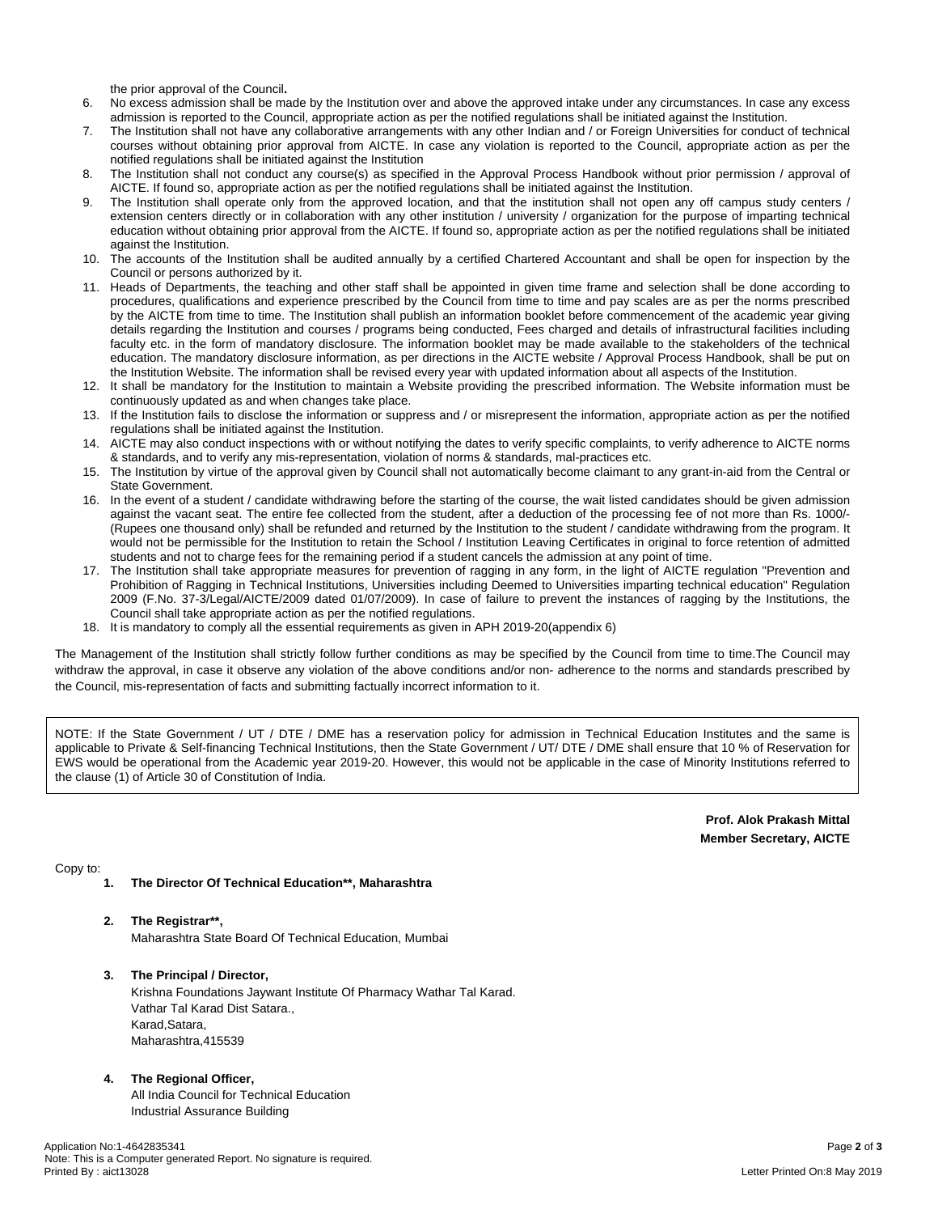the prior approval of the Council**.**

6. No excess admission shall be made by the Institution over and above the approved intake under any circumstances. In case any excess admission is reported to the Council, appropriate action as per the notified regulations shall be initiated against the Institution.
7. The Institution shall not have any collaborative arrangements with any other Indian and / or Foreign Universities for conduct of technical courses without obtaining prior approval from AICTE. In case any violation is reported to the Council, appropriate action as per the notified regulations shall be initiated against the Institution
8. The Institution shall not conduct any course(s) as specified in the Approval Process Handbook without prior permission / approval of AICTE. If found so, appropriate action as per the notified regulations shall be initiated against the Institution.
9. The Institution shall operate only from the approved location, and that the institution shall not open any off campus study centers / extension centers directly or in collaboration with any other institution / university / organization for the purpose of imparting technical education without obtaining prior approval from the AICTE. If found so, appropriate action as per the notified regulations shall be initiated against the Institution.
10. The accounts of the Institution shall be audited annually by a certified Chartered Accountant and shall be open for inspection by the Council or persons authorized by it.
11. Heads of Departments, the teaching and other staff shall be appointed in given time frame and selection shall be done according to procedures, qualifications and experience prescribed by the Council from time to time and pay scales are as per the norms prescribed by the AICTE from time to time. The Institution shall publish an information booklet before commencement of the academic year giving details regarding the Institution and courses / programs being conducted, Fees charged and details of infrastructural facilities including faculty etc. in the form of mandatory disclosure. The information booklet may be made available to the stakeholders of the technical education. The mandatory disclosure information, as per directions in the AICTE website / Approval Process Handbook, shall be put on the Institution Website. The information shall be revised every year with updated information about all aspects of the Institution.
12. It shall be mandatory for the Institution to maintain a Website providing the prescribed information. The Website information must be continuously updated as and when changes take place.
13. If the Institution fails to disclose the information or suppress and / or misrepresent the information, appropriate action as per the notified regulations shall be initiated against the Institution.
14. AICTE may also conduct inspections with or without notifying the dates to verify specific complaints, to verify adherence to AICTE norms & standards, and to verify any mis-representation, violation of norms & standards, mal-practices etc.
15. The Institution by virtue of the approval given by Council shall not automatically become claimant to any grant-in-aid from the Central or State Government.
16. In the event of a student / candidate withdrawing before the starting of the course, the wait listed candidates should be given admission against the vacant seat. The entire fee collected from the student, after a deduction of the processing fee of not more than Rs. 1000/- (Rupees one thousand only) shall be refunded and returned by the Institution to the student / candidate withdrawing from the program. It would not be permissible for the Institution to retain the School / Institution Leaving Certificates in original to force retention of admitted students and not to charge fees for the remaining period if a student cancels the admission at any point of time.
17. The Institution shall take appropriate measures for prevention of ragging in any form, in the light of AICTE regulation "Prevention and Prohibition of Ragging in Technical Institutions, Universities including Deemed to Universities imparting technical education" Regulation 2009 (F.No. 37-3/Legal/AICTE/2009 dated 01/07/2009). In case of failure to prevent the instances of ragging by the Institutions, the Council shall take appropriate action as per the notified regulations.
18. It is mandatory to comply all the essential requirements as given in APH 2019-20(appendix 6)

The Management of the Institution shall strictly follow further conditions as may be specified by the Council from time to time.The Council may withdraw the approval, in case it observe any violation of the above conditions and/or non- adherence to the norms and standards prescribed by the Council, mis-representation of facts and submitting factually incorrect information to it.

NOTE: If the State Government / UT / DTE / DME has a reservation policy for admission in Technical Education Institutes and the same is applicable to Private & Self-financing Technical Institutions, then the State Government / UT/ DTE / DME shall ensure that 10 % of Reservation for EWS would be operational from the Academic year 2019-20. However, this would not be applicable in the case of Minority Institutions referred to the clause (1) of Article 30 of Constitution of India.

**Prof. Alok Prakash Mittal**
**Member Secretary, AICTE**

Copy to:

1. **The Director Of Technical Education\*\*, Maharashtra**

2. **The Registrar\*\*,**
   Maharashtra State Board Of Technical Education, Mumbai

3. **The Principal / Director,**
   Krishna Foundations Jaywant Institute Of Pharmacy Wathar Tal Karad.
   Vathar Tal Karad Dist Satara.,
   Karad,Satara,
   Maharashtra,415539

4. **The Regional Officer,**
   All India Council for Technical Education
   Industrial Assurance Building

Application No:1-4642835341
Note: This is a Computer generated Report. No signature is required.
Printed By : aict13028

Letter Printed On:8 May 2019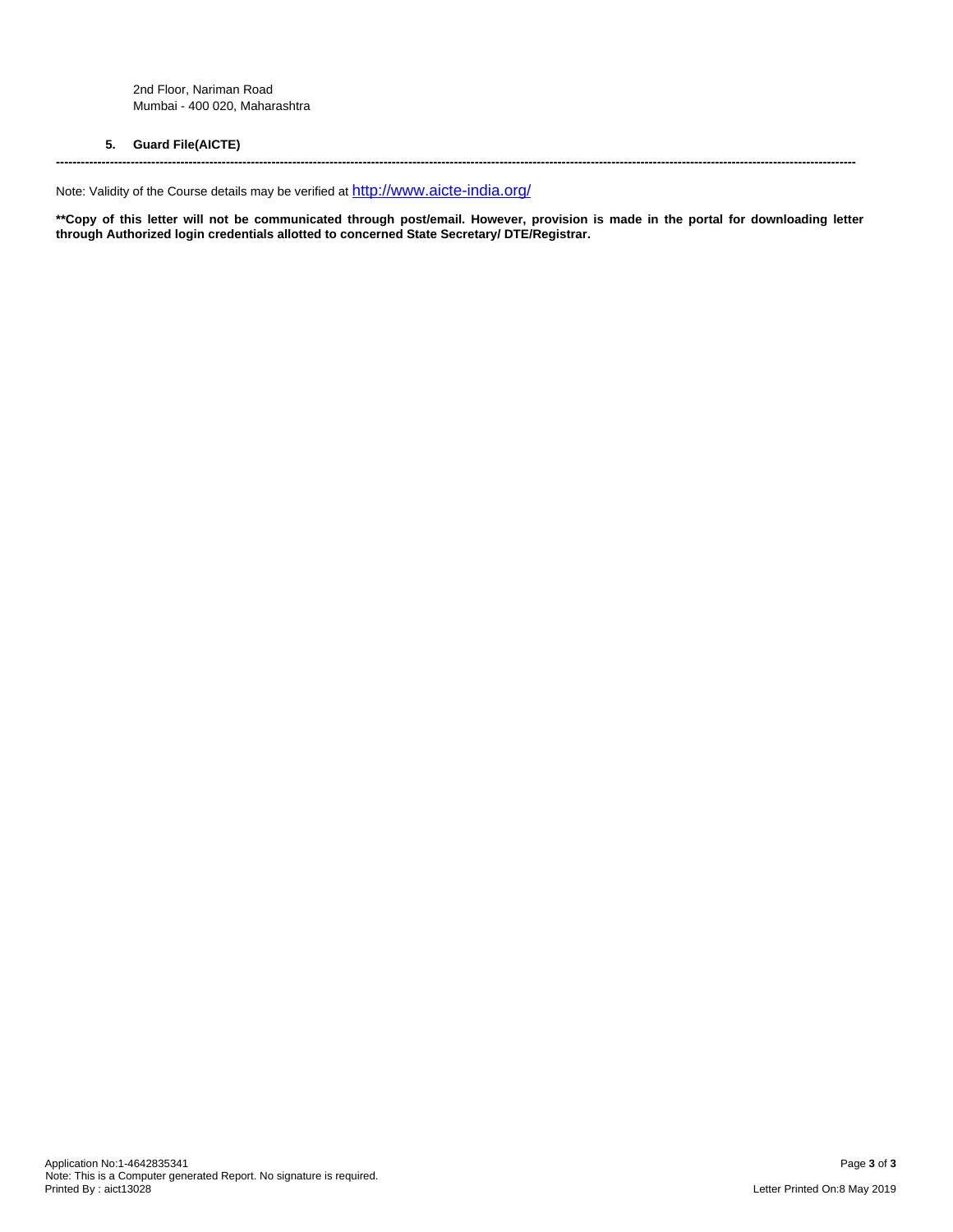2nd Floor, Nariman Road
Mumbai - 400 020, Maharashtra

5. **Guard File(AICTE)**

---

Note: Validity of the Course details may be verified at http://www.aicte-india.org/

**\*\*Copy of this letter will not be communicated through post/email. However, provision is made in the portal for downloading letter through Authorized login credentials allotted to concerned State Secretary/ DTE/Registrar.**

Application No:1-4642835341
Note: This is a Computer generated Report. No signature is required.
Printed By : aict13028

Letter Printed On:8 May 2019